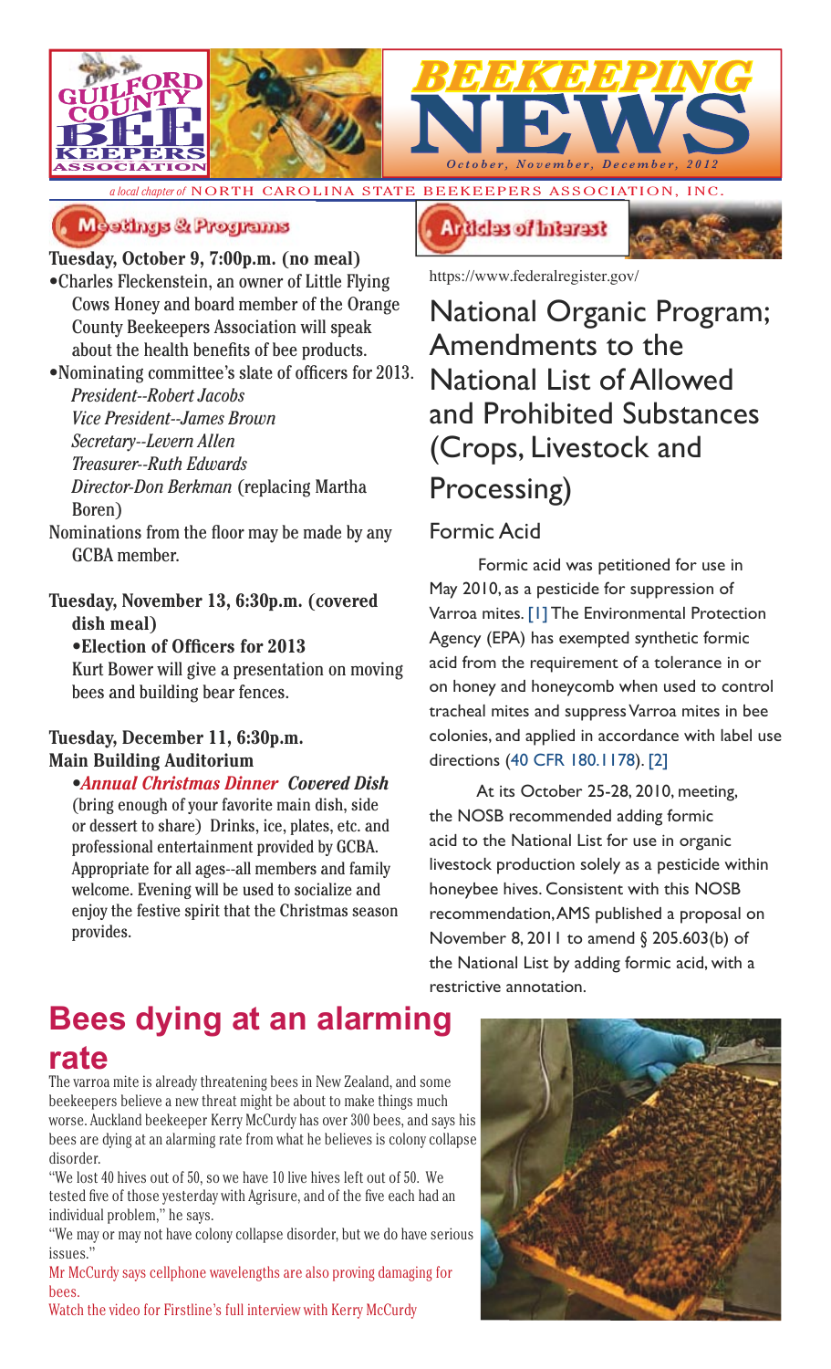# BEEKEEPING NEWS

Guilford County Bee Keepers Association

*October, November, December, 2012*

*a local chapter of* NORTH CAROLINA STATE BEEKEEPERS ASSOCIATION, INC.

## Meetings & Programs

**Tuesday, October 9, 7:00p.m. (no meal)**

- Charles Fleckenstein, an owner of Little Flying Cows Honey and board member of the Orange County Beekeepers Association will speak about the health benefits of bee products.
- Nominating committee's slate of officers for 2013.
  *President--Robert Jacobs*
  *Vice President--James Brown*
  *Secretary--Levern Allen*
  *Treasurer--Ruth Edwards*
  *Director-Don Berkman* (replacing Martha Boren)

Nominations from the floor may be made by any GCBA member.

**Tuesday, November 13, 6:30p.m. (covered dish meal)**

**•Election of Officers for 2013**

Kurt Bower will give a presentation on moving bees and building bear fences.

**Tuesday, December 11, 6:30p.m.**
**Main Building Auditorium**

•***Annual Christmas Dinner Covered Dish*** (bring enough of your favorite main dish, side or dessert to share) Drinks, ice, plates, etc. and professional entertainment provided by GCBA. Appropriate for all ages--all members and family welcome. Evening will be used to socialize and enjoy the festive spirit that the Christmas season provides.

## Articles of Interest

https://www.federalregister.gov/

## National Organic Program; Amendments to the National List of Allowed and Prohibited Substances (Crops, Livestock and Processing)

### Formic Acid

Formic acid was petitioned for use in May 2010, as a pesticide for suppression of Varroa mites. [1] The Environmental Protection Agency (EPA) has exempted synthetic formic acid from the requirement of a tolerance in or on honey and honeycomb when used to control tracheal mites and suppress Varroa mites in bee colonies, and applied in accordance with label use directions (40 CFR 180.1178). [2]

At its October 25-28, 2010, meeting, the NOSB recommended adding formic acid to the National List for use in organic livestock production solely as a pesticide within honeybee hives. Consistent with this NOSB recommendation, AMS published a proposal on November 8, 2011 to amend § 205.603(b) of the National List by adding formic acid, with a restrictive annotation.

## Bees dying at an alarming rate

The varroa mite is already threatening bees in New Zealand, and some beekeepers believe a new threat might be about to make things much worse. Auckland beekeeper Kerry McCurdy has over 300 bees, and says his bees are dying at an alarming rate from what he believes is colony collapse disorder.

"We lost 40 hives out of 50, so we have 10 live hives left out of 50. We tested five of those yesterday with Agrisure, and of the five each had an individual problem," he says.

"We may or may not have colony collapse disorder, but we do have serious issues."

Mr McCurdy says cellphone wavelengths are also proving damaging for bees.

Watch the video for Firstline's full interview with Kerry McCurdy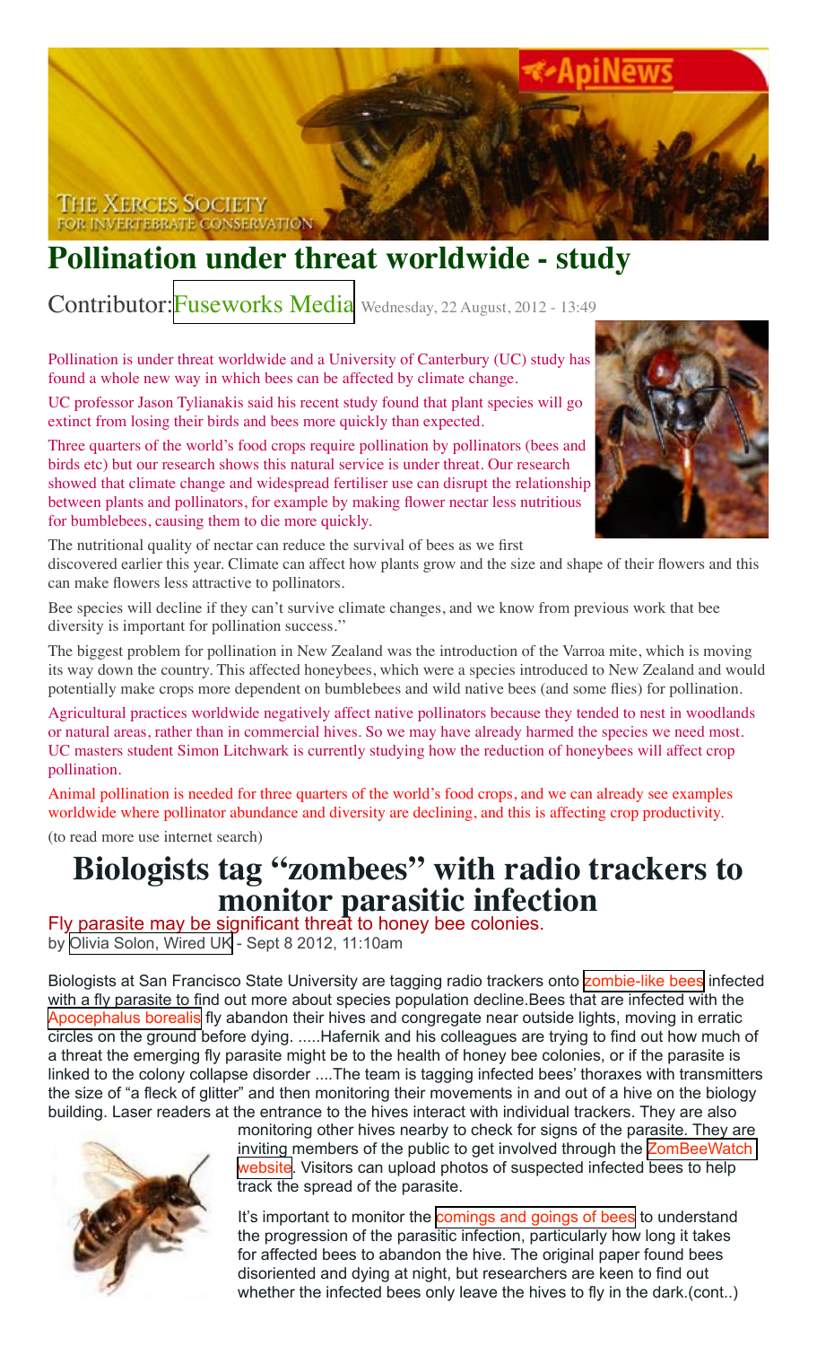# Pollination under threat worldwide - study

Contributor: Fuseworks Media Wednesday, 22 August, 2012 - 13:49

Pollination is under threat worldwide and a University of Canterbury (UC) study has found a whole new way in which bees can be affected by climate change.

UC professor Jason Tylianakis said his recent study found that plant species will go extinct from losing their birds and bees more quickly than expected.

Three quarters of the world's food crops require pollination by pollinators (bees and birds etc) but our research shows this natural service is under threat. Our research showed that climate change and widespread fertiliser use can disrupt the relationship between plants and pollinators, for example by making flower nectar less nutritious for bumblebees, causing them to die more quickly.

The nutritional quality of nectar can reduce the survival of bees as we first discovered earlier this year. Climate can affect how plants grow and the size and shape of their flowers and this can make flowers less attractive to pollinators.

Bee species will decline if they can't survive climate changes, and we know from previous work that bee diversity is important for pollination success."

The biggest problem for pollination in New Zealand was the introduction of the Varroa mite, which is moving its way down the country. This affected honeybees, which were a species introduced to New Zealand and would potentially make crops more dependent on bumblebees and wild native bees (and some flies) for pollination.

Agricultural practices worldwide negatively affect native pollinators because they tended to nest in woodlands or natural areas, rather than in commercial hives. So we may have already harmed the species we need most. UC masters student Simon Litchwark is currently studying how the reduction of honeybees will affect crop pollination.

Animal pollination is needed for three quarters of the world's food crops, and we can already see examples worldwide where pollinator abundance and diversity are declining, and this is affecting crop productivity.

(to read more use internet search)

# Biologists tag "zombees" with radio trackers to monitor parasitic infection

Fly parasite may be significant threat to honey bee colonies.

by Olivia Solon, Wired UK - Sept 8 2012, 11:10am

Biologists at San Francisco State University are tagging radio trackers onto zombie-like bees infected with a fly parasite to find out more about species population decline.Bees that are infected with the Apocephalus borealis fly abandon their hives and congregate near outside lights, moving in erratic circles on the ground before dying. .....Hafernik and his colleagues are trying to find out how much of a threat the emerging fly parasite might be to the health of honey bee colonies, or if the parasite is linked to the colony collapse disorder ....The team is tagging infected bees' thoraxes with transmitters the size of "a fleck of glitter" and then monitoring their movements in and out of a hive on the biology building. Laser readers at the entrance to the hives interact with individual trackers. They are also monitoring other hives nearby to check for signs of the parasite. They are inviting members of the public to get involved through the ZomBeeWatch website. Visitors can upload photos of suspected infected bees to help track the spread of the parasite.

It's important to monitor the comings and goings of bees to understand the progression of the parasitic infection, particularly how long it takes for affected bees to abandon the hive. The original paper found bees disoriented and dying at night, but researchers are keen to find out whether the infected bees only leave the hives to fly in the dark.(cont..)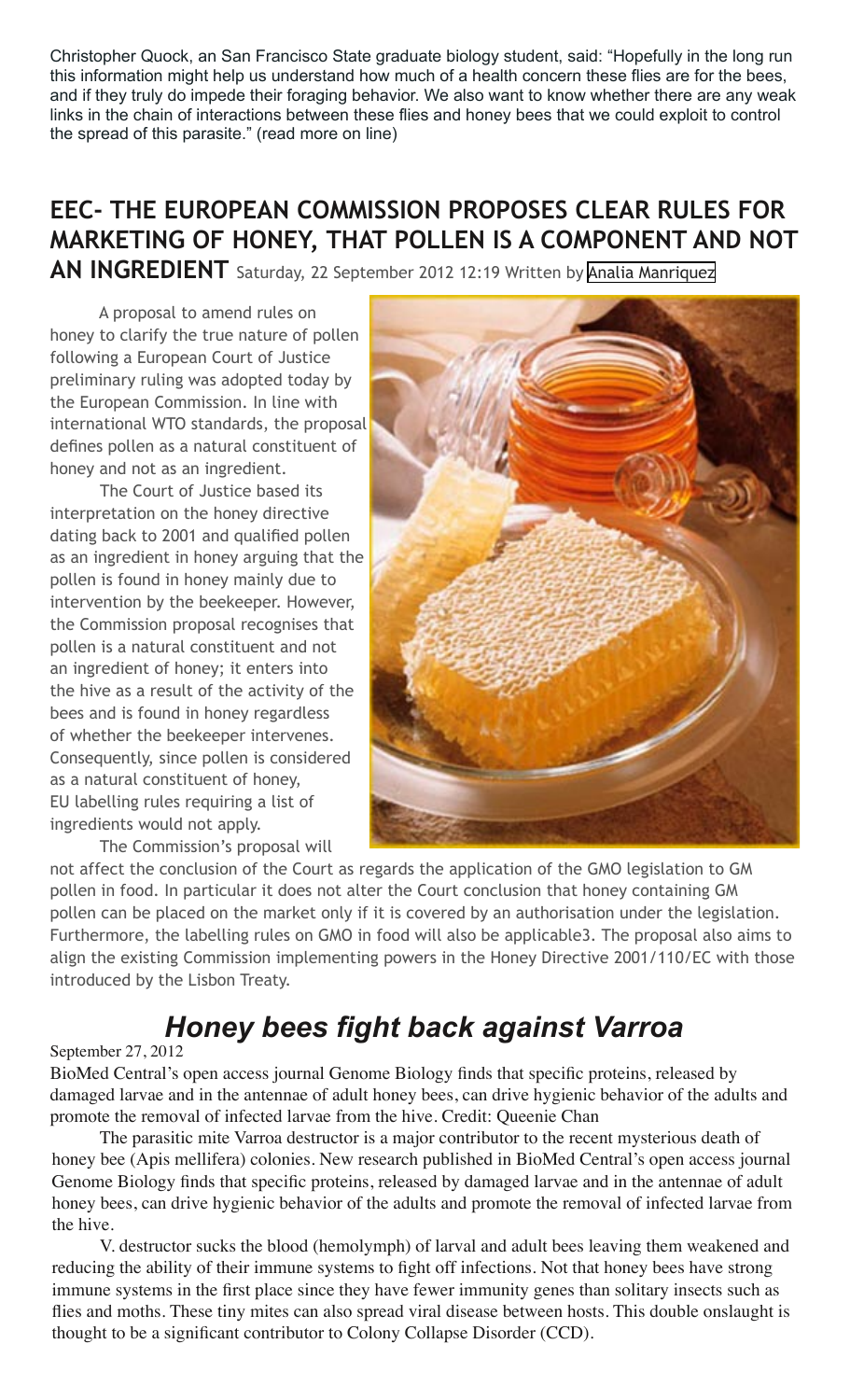Christopher Quock, an San Francisco State graduate biology student, said: "Hopefully in the long run this information might help us understand how much of a health concern these flies are for the bees, and if they truly do impede their foraging behavior. We also want to know whether there are any weak links in the chain of interactions between these flies and honey bees that we could exploit to control the spread of this parasite." (read more on line)

## EEC- THE EUROPEAN COMMISSION PROPOSES CLEAR RULES FOR MARKETING OF HONEY, THAT POLLEN IS A COMPONENT AND NOT AN INGREDIENT

Saturday, 22 September 2012 12:19 Written by Analia Manriquez

A proposal to amend rules on honey to clarify the true nature of pollen following a European Court of Justice preliminary ruling was adopted today by the European Commission. In line with international WTO standards, the proposal defines pollen as a natural constituent of honey and not as an ingredient.

The Court of Justice based its interpretation on the honey directive dating back to 2001 and qualified pollen as an ingredient in honey arguing that the pollen is found in honey mainly due to intervention by the beekeeper. However, the Commission proposal recognises that pollen is a natural constituent and not an ingredient of honey; it enters into the hive as a result of the activity of the bees and is found in honey regardless of whether the beekeeper intervenes. Consequently, since pollen is considered as a natural constituent of honey, EU labelling rules requiring a list of ingredients would not apply.

The Commission's proposal will not affect the conclusion of the Court as regards the application of the GMO legislation to GM pollen in food. In particular it does not alter the Court conclusion that honey containing GM pollen can be placed on the market only if it is covered by an authorisation under the legislation. Furthermore, the labelling rules on GMO in food will also be applicable3. The proposal also aims to align the existing Commission implementing powers in the Honey Directive 2001/110/EC with those introduced by the Lisbon Treaty.

## *Honey bees fight back against Varroa*

September 27, 2012

BioMed Central's open access journal Genome Biology finds that specific proteins, released by damaged larvae and in the antennae of adult honey bees, can drive hygienic behavior of the adults and promote the removal of infected larvae from the hive. Credit: Queenie Chan

The parasitic mite Varroa destructor is a major contributor to the recent mysterious death of honey bee (Apis mellifera) colonies. New research published in BioMed Central's open access journal Genome Biology finds that specific proteins, released by damaged larvae and in the antennae of adult honey bees, can drive hygienic behavior of the adults and promote the removal of infected larvae from the hive.

V. destructor sucks the blood (hemolymph) of larval and adult bees leaving them weakened and reducing the ability of their immune systems to fight off infections. Not that honey bees have strong immune systems in the first place since they have fewer immunity genes than solitary insects such as flies and moths. These tiny mites can also spread viral disease between hosts. This double onslaught is thought to be a significant contributor to Colony Collapse Disorder (CCD).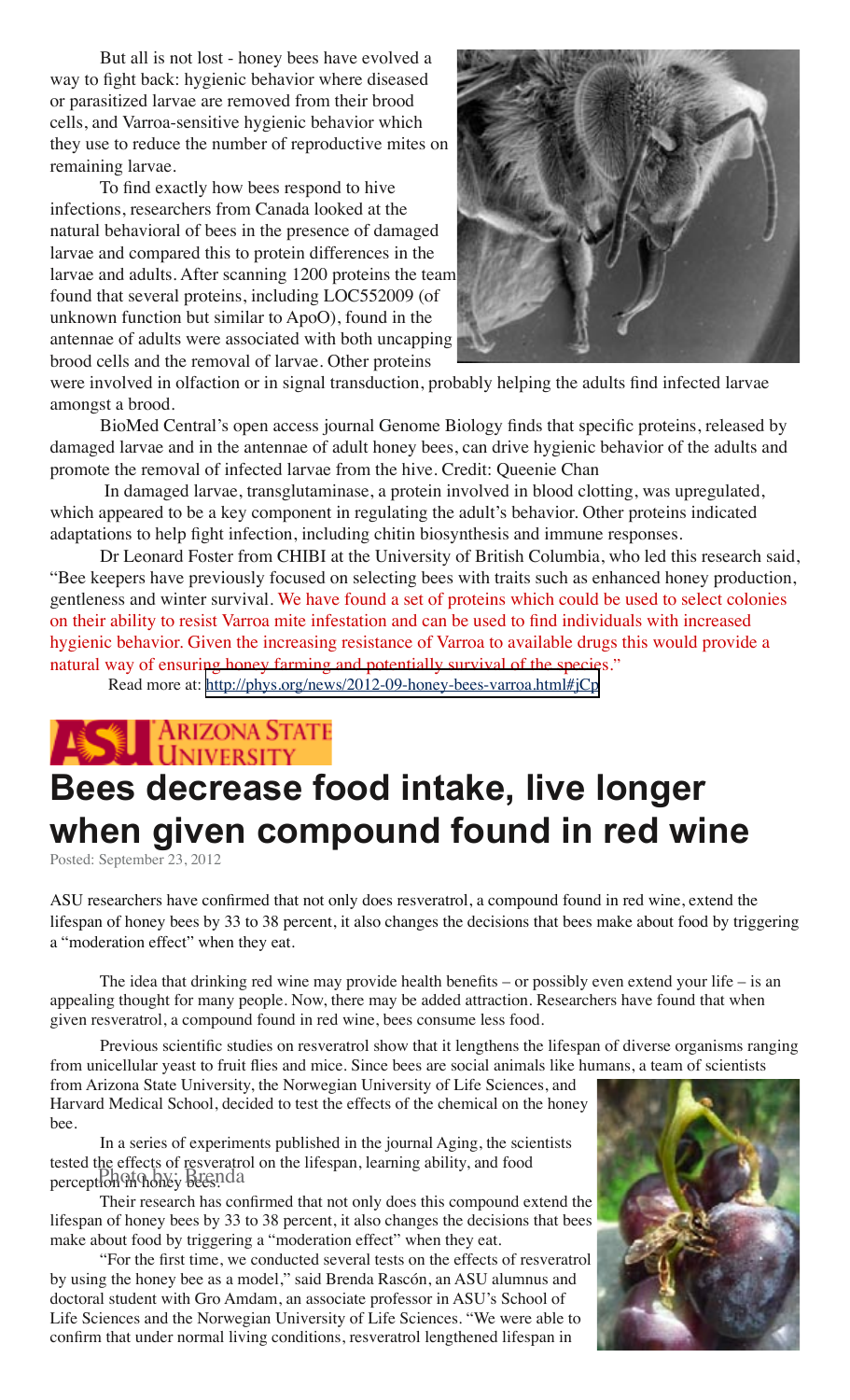But all is not lost - honey bees have evolved a way to fight back: hygienic behavior where diseased or parasitized larvae are removed from their brood cells, and Varroa-sensitive hygienic behavior which they use to reduce the number of reproductive mites on remaining larvae.

To find exactly how bees respond to hive infections, researchers from Canada looked at the natural behavioral of bees in the presence of damaged larvae and compared this to protein differences in the larvae and adults. After scanning 1200 proteins the team found that several proteins, including LOC552009 (of unknown function but similar to ApoO), found in the antennae of adults were associated with both uncapping brood cells and the removal of larvae. Other proteins were involved in olfaction or in signal transduction, probably helping the adults find infected larvae amongst a brood.

BioMed Central's open access journal Genome Biology finds that specific proteins, released by damaged larvae and in the antennae of adult honey bees, can drive hygienic behavior of the adults and promote the removal of infected larvae from the hive. Credit: Queenie Chan

In damaged larvae, transglutaminase, a protein involved in blood clotting, was upregulated, which appeared to be a key component in regulating the adult's behavior. Other proteins indicated adaptations to help fight infection, including chitin biosynthesis and immune responses.

Dr Leonard Foster from CHIBI at the University of British Columbia, who led this research said, "Bee keepers have previously focused on selecting bees with traits such as enhanced honey production, gentleness and winter survival. We have found a set of proteins which could be used to select colonies on their ability to resist Varroa mite infestation and can be used to find individuals with increased hygienic behavior. Given the increasing resistance of Varroa to available drugs this would provide a natural way of ensuring honey farming and potentially survival of the species."

Read more at: http://phys.org/news/2012-09-honey-bees-varroa.html#jCp

ARIZONA STATE UNIVERSITY

# Bees decrease food intake, live longer when given compound found in red wine

Posted: September 23, 2012

ASU researchers have confirmed that not only does resveratrol, a compound found in red wine, extend the lifespan of honey bees by 33 to 38 percent, it also changes the decisions that bees make about food by triggering a "moderation effect" when they eat.

The idea that drinking red wine may provide health benefits – or possibly even extend your life – is an appealing thought for many people. Now, there may be added attraction. Researchers have found that when given resveratrol, a compound found in red wine, bees consume less food.

Previous scientific studies on resveratrol show that it lengthens the lifespan of diverse organisms ranging from unicellular yeast to fruit flies and mice. Since bees are social animals like humans, a team of scientists from Arizona State University, the Norwegian University of Life Sciences, and Harvard Medical School, decided to test the effects of the chemical on the honey bee.

In a series of experiments published in the journal Aging, the scientists tested the effects of resveratrol on the lifespan, learning ability, and food perception in honey bees.

Photo by: Brenda

Their research has confirmed that not only does this compound extend the lifespan of honey bees by 33 to 38 percent, it also changes the decisions that bees make about food by triggering a "moderation effect" when they eat.

"For the first time, we conducted several tests on the effects of resveratrol by using the honey bee as a model," said Brenda Rascón, an ASU alumnus and doctoral student with Gro Amdam, an associate professor in ASU's School of Life Sciences and the Norwegian University of Life Sciences. "We were able to confirm that under normal living conditions, resveratrol lengthened lifespan in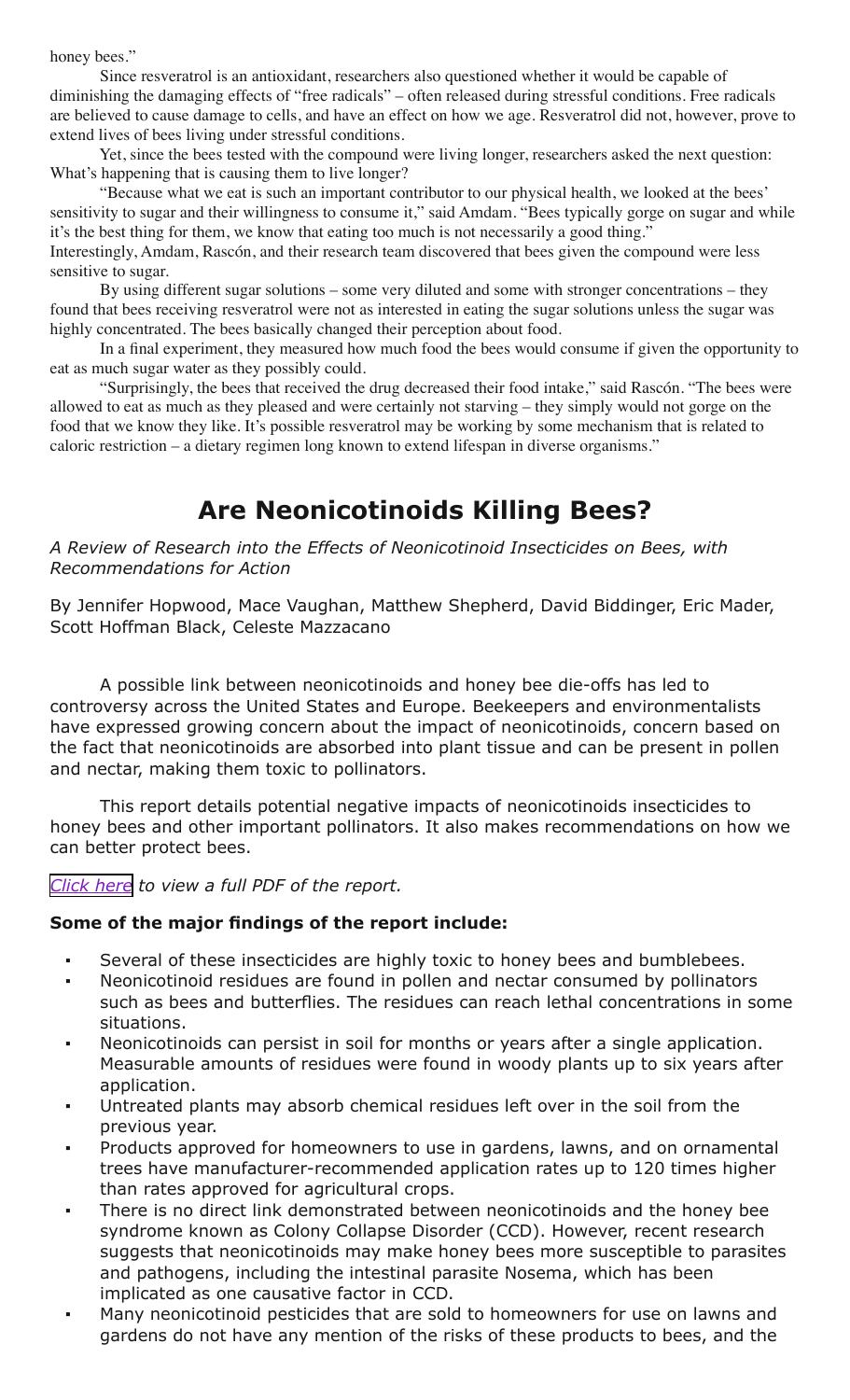honey bees."

Since resveratrol is an antioxidant, researchers also questioned whether it would be capable of diminishing the damaging effects of "free radicals" – often released during stressful conditions. Free radicals are believed to cause damage to cells, and have an effect on how we age. Resveratrol did not, however, prove to extend lives of bees living under stressful conditions.

Yet, since the bees tested with the compound were living longer, researchers asked the next question: What's happening that is causing them to live longer?

"Because what we eat is such an important contributor to our physical health, we looked at the bees' sensitivity to sugar and their willingness to consume it," said Amdam. "Bees typically gorge on sugar and while it's the best thing for them, we know that eating too much is not necessarily a good thing."

Interestingly, Amdam, Rascón, and their research team discovered that bees given the compound were less sensitive to sugar.

By using different sugar solutions – some very diluted and some with stronger concentrations – they found that bees receiving resveratrol were not as interested in eating the sugar solutions unless the sugar was highly concentrated. The bees basically changed their perception about food.

In a final experiment, they measured how much food the bees would consume if given the opportunity to eat as much sugar water as they possibly could.

"Surprisingly, the bees that received the drug decreased their food intake," said Rascón. "The bees were allowed to eat as much as they pleased and were certainly not starving – they simply would not gorge on the food that we know they like. It's possible resveratrol may be working by some mechanism that is related to caloric restriction – a dietary regimen long known to extend lifespan in diverse organisms."

# Are Neonicotinoids Killing Bees?

*A Review of Research into the Effects of Neonicotinoid Insecticides on Bees, with Recommendations for Action*

By Jennifer Hopwood, Mace Vaughan, Matthew Shepherd, David Biddinger, Eric Mader, Scott Hoffman Black, Celeste Mazzacano

A possible link between neonicotinoids and honey bee die-offs has led to controversy across the United States and Europe. Beekeepers and environmentalists have expressed growing concern about the impact of neonicotinoids, concern based on the fact that neonicotinoids are absorbed into plant tissue and can be present in pollen and nectar, making them toxic to pollinators.

This report details potential negative impacts of neonicotinoids insecticides to honey bees and other important pollinators. It also makes recommendations on how we can better protect bees.

*Click here to view a full PDF of the report.*

**Some of the major findings of the report include:**

- Several of these insecticides are highly toxic to honey bees and bumblebees.
- Neonicotinoid residues are found in pollen and nectar consumed by pollinators such as bees and butterflies. The residues can reach lethal concentrations in some situations.
- Neonicotinoids can persist in soil for months or years after a single application. Measurable amounts of residues were found in woody plants up to six years after application.
- Untreated plants may absorb chemical residues left over in the soil from the previous year.
- Products approved for homeowners to use in gardens, lawns, and on ornamental trees have manufacturer-recommended application rates up to 120 times higher than rates approved for agricultural crops.
- There is no direct link demonstrated between neonicotinoids and the honey bee syndrome known as Colony Collapse Disorder (CCD). However, recent research suggests that neonicotinoids may make honey bees more susceptible to parasites and pathogens, including the intestinal parasite Nosema, which has been implicated as one causative factor in CCD.
- Many neonicotinoid pesticides that are sold to homeowners for use on lawns and gardens do not have any mention of the risks of these products to bees, and the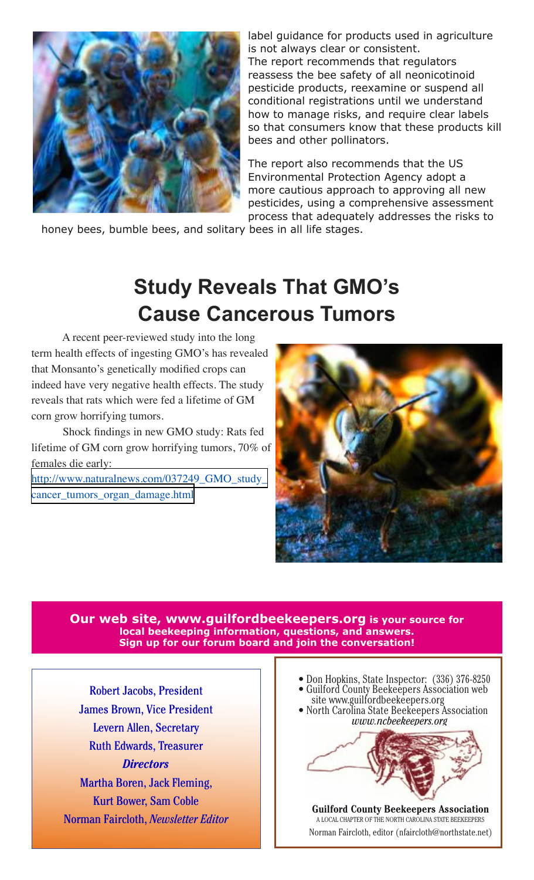label guidance for products used in agriculture is not always clear or consistent.

The report recommends that regulators reassess the bee safety of all neonicotinoid pesticide products, reexamine or suspend all conditional registrations until we understand how to manage risks, and require clear labels so that consumers know that these products kill bees and other pollinators.

The report also recommends that the US Environmental Protection Agency adopt a more cautious approach to approving all new pesticides, using a comprehensive assessment process that adequately addresses the risks to honey bees, bumble bees, and solitary bees in all life stages.

## Study Reveals That GMO's Cause Cancerous Tumors

A recent peer-reviewed study into the long term health effects of ingesting GMO's has revealed that Monsanto's genetically modified crops can indeed have very negative health effects. The study reveals that rats which were fed a lifetime of GM corn grow horrifying tumors.

Shock findings in new GMO study: Rats fed lifetime of GM corn grow horrifying tumors, 70% of females die early:
http://www.naturalnews.com/037249_GMO_study_cancer_tumors_organ_damage.html

**Our web site, www.guilfordbeekeepers.org is your source for local beekeeping information, questions, and answers. Sign up for our forum board and join the conversation!**

Robert Jacobs, President
James Brown, Vice President
Levern Allen, Secretary
Ruth Edwards, Treasurer

***Directors***

Martha Boren, Jack Fleming,
Kurt Bower, Sam Coble
Norman Faircloth, *Newsletter Editor*

- Don Hopkins, State Inspector: (336) 376-8250
- Guilford County Beekeepers Association web site www.guilfordbeekeepers.org
- North Carolina State Beekeepers Association *www.ncbeekeepers.org*

**Guilford County Beekeepers Association**
A LOCAL CHAPTER OF THE NORTH CAROLINA STATE BEEKEEPERS
Norman Faircloth, editor (nfaircloth@northstate.net)